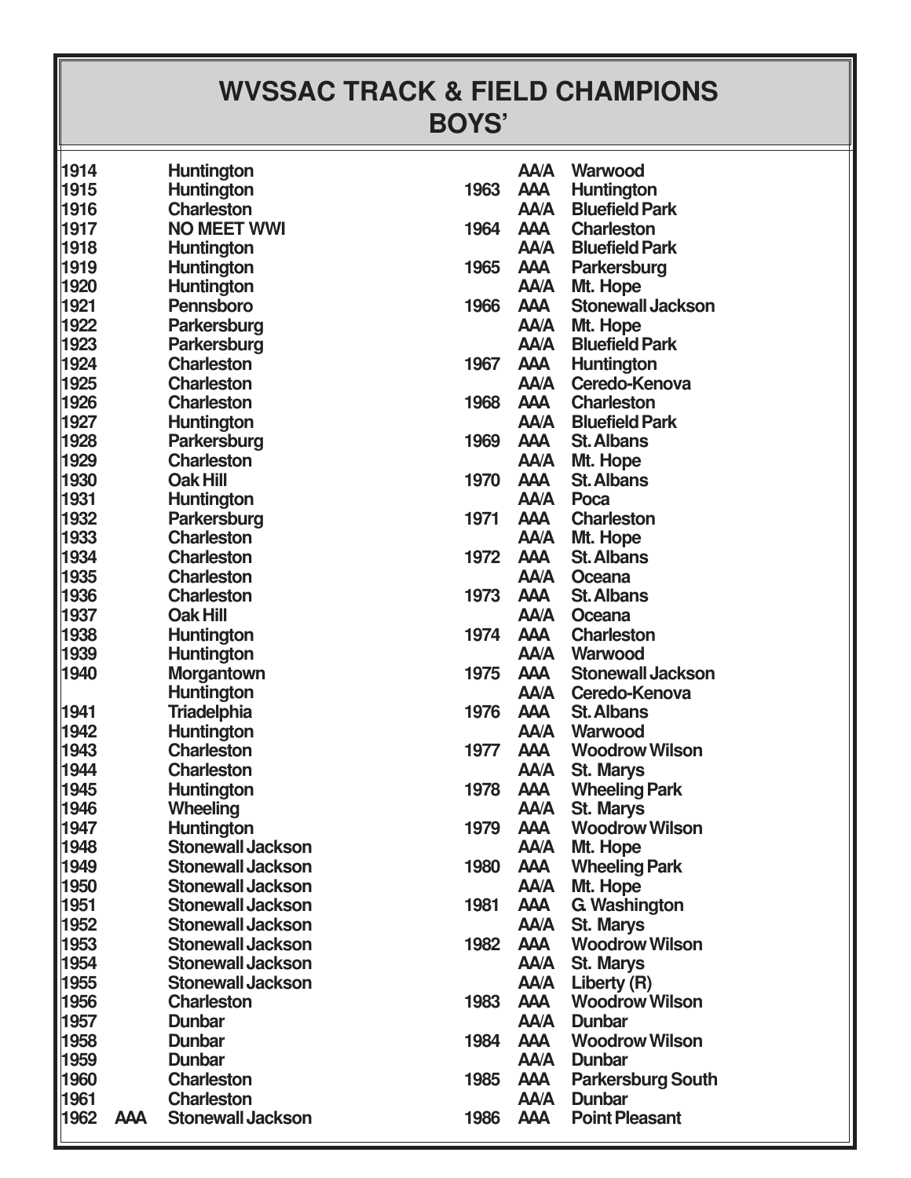# WVSSAC TRACK & FIELD CHAMPIONS
## BOYS'

| Year | Class | Champion |
|---|---|---|
| 1914 | | Huntington |
| 1915 | | Huntington |
| 1916 | | Charleston |
| 1917 | | NO MEET WWI |
| 1918 | | Huntington |
| 1919 | | Huntington |
| 1920 | | Huntington |
| 1921 | | Pennsboro |
| 1922 | | Parkersburg |
| 1923 | | Parkersburg |
| 1924 | | Charleston |
| 1925 | | Charleston |
| 1926 | | Charleston |
| 1927 | | Huntington |
| 1928 | | Parkersburg |
| 1929 | | Charleston |
| 1930 | | Oak Hill |
| 1931 | | Huntington |
| 1932 | | Parkersburg |
| 1933 | | Charleston |
| 1934 | | Charleston |
| 1935 | | Charleston |
| 1936 | | Charleston |
| 1937 | | Oak Hill |
| 1938 | | Huntington |
| 1939 | | Huntington |
| 1940 | | Morgantown |
| | | Huntington |
| 1941 | | Triadelphia |
| 1942 | | Huntington |
| 1943 | | Charleston |
| 1944 | | Charleston |
| 1945 | | Huntington |
| 1946 | | Wheeling |
| 1947 | | Huntington |
| 1948 | | Stonewall Jackson |
| 1949 | | Stonewall Jackson |
| 1950 | | Stonewall Jackson |
| 1951 | | Stonewall Jackson |
| 1952 | | Stonewall Jackson |
| 1953 | | Stonewall Jackson |
| 1954 | | Stonewall Jackson |
| 1955 | | Stonewall Jackson |
| 1956 | | Charleston |
| 1957 | | Dunbar |
| 1958 | | Dunbar |
| 1959 | | Dunbar |
| 1960 | | Charleston |
| 1961 | | Charleston |
| 1962 | AAA | Stonewall Jackson |
| | AA/A | Warwood |
| 1963 | AAA | Huntington |
| | AA/A | Bluefield Park |
| 1964 | AAA | Charleston |
| | AA/A | Bluefield Park |
| 1965 | AAA | Parkersburg |
| | AA/A | Mt. Hope |
| 1966 | AAA | Stonewall Jackson |
| | AA/A | Mt. Hope |
| | AA/A | Bluefield Park |
| 1967 | AAA | Huntington |
| | AA/A | Ceredo-Kenova |
| 1968 | AAA | Charleston |
| | AA/A | Bluefield Park |
| 1969 | AAA | St. Albans |
| | AA/A | Mt. Hope |
| 1970 | AAA | St. Albans |
| | AA/A | Poca |
| 1971 | AAA | Charleston |
| | AA/A | Mt. Hope |
| 1972 | AAA | St. Albans |
| | AA/A | Oceana |
| 1973 | AAA | St. Albans |
| | AA/A | Oceana |
| 1974 | AAA | Charleston |
| | AA/A | Warwood |
| 1975 | AAA | Stonewall Jackson |
| | AA/A | Ceredo-Kenova |
| 1976 | AAA | St. Albans |
| | AA/A | Warwood |
| 1977 | AAA | Woodrow Wilson |
| | AA/A | St. Marys |
| 1978 | AAA | Wheeling Park |
| | AA/A | St. Marys |
| 1979 | AAA | Woodrow Wilson |
| | AA/A | Mt. Hope |
| 1980 | AAA | Wheeling Park |
| | AA/A | Mt. Hope |
| 1981 | AAA | G. Washington |
| | AA/A | St. Marys |
| 1982 | AAA | Woodrow Wilson |
| | AA/A | St. Marys |
| | AA/A | Liberty (R) |
| 1983 | AAA | Woodrow Wilson |
| | AA/A | Dunbar |
| 1984 | AAA | Woodrow Wilson |
| | AA/A | Dunbar |
| 1985 | AAA | Parkersburg South |
| | AA/A | Dunbar |
| 1986 | AAA | Point Pleasant |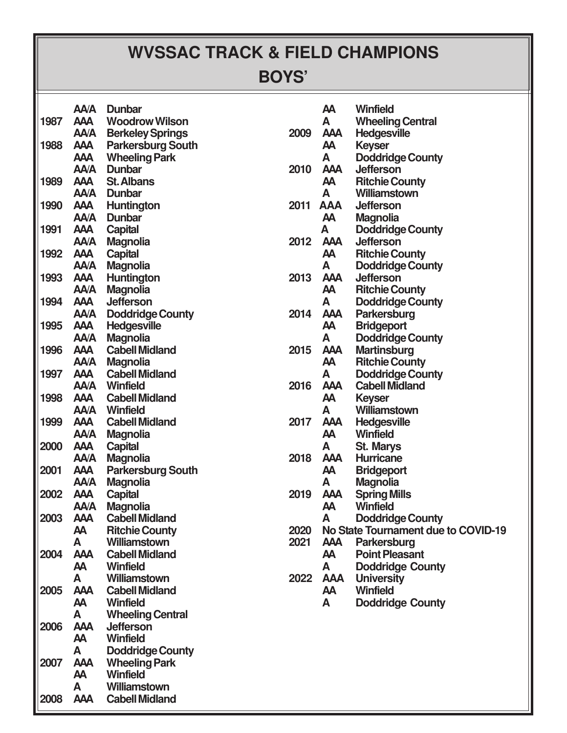# WVSSAC TRACK & FIELD CHAMPIONS

## BOYS'

| | | |
|---|---|---|
| | AA/A | Dunbar |
| 1987 | AAA | Woodrow Wilson |
| | AA/A | Berkeley Springs |
| 1988 | AAA | Parkersburg South |
| | AAA | Wheeling Park |
| | AA/A | Dunbar |
| 1989 | AAA | St. Albans |
| | AA/A | Dunbar |
| 1990 | AAA | Huntington |
| | AA/A | Dunbar |
| 1991 | AAA | Capital |
| | AA/A | Magnolia |
| 1992 | AAA | Capital |
| | AA/A | Magnolia |
| 1993 | AAA | Huntington |
| | AA/A | Magnolia |
| 1994 | AAA | Jefferson |
| | AA/A | Doddridge County |
| 1995 | AAA | Hedgesville |
| | AA/A | Magnolia |
| 1996 | AAA | Cabell Midland |
| | AA/A | Magnolia |
| 1997 | AAA | Cabell Midland |
| | AA/A | Winfield |
| 1998 | AAA | Cabell Midland |
| | AA/A | Winfield |
| 1999 | AAA | Cabell Midland |
| | AA/A | Magnolia |
| 2000 | AAA | Capital |
| | AA/A | Magnolia |
| 2001 | AAA | Parkersburg South |
| | AA/A | Magnolia |
| 2002 | AAA | Capital |
| | AA/A | Magnolia |
| 2003 | AAA | Cabell Midland |
| | AA | Ritchie County |
| | A | Williamstown |
| 2004 | AAA | Cabell Midland |
| | AA | Winfield |
| | A | Williamstown |
| 2005 | AAA | Cabell Midland |
| | AA | Winfield |
| | A | Wheeling Central |
| 2006 | AAA | Jefferson |
| | AA | Winfield |
| | A | Doddridge County |
| 2007 | AAA | Wheeling Park |
| | AA | Winfield |
| | A | Williamstown |
| 2008 | AAA | Cabell Midland |
| | AA | Winfield |
| | A | Wheeling Central |
| 2009 | AAA | Hedgesville |
| | AA | Keyser |
| | A | Doddridge County |
| 2010 | AAA | Jefferson |
| | AA | Ritchie County |
| | A | Williamstown |
| 2011 | AAA | Jefferson |
| | AA | Magnolia |
| | A | Doddridge County |
| 2012 | AAA | Jefferson |
| | AA | Ritchie County |
| | A | Doddridge County |
| 2013 | AAA | Jefferson |
| | AA | Ritchie County |
| | A | Doddridge County |
| 2014 | AAA | Parkersburg |
| | AA | Bridgeport |
| | A | Doddridge County |
| 2015 | AAA | Martinsburg |
| | AA | Ritchie County |
| | A | Doddridge County |
| 2016 | AAA | Cabell Midland |
| | AA | Keyser |
| | A | Williamstown |
| 2017 | AAA | Hedgesville |
| | AA | Winfield |
| | A | St. Marys |
| 2018 | AAA | Hurricane |
| | AA | Bridgeport |
| | A | Magnolia |
| 2019 | AAA | Spring Mills |
| | AA | Winfield |
| | A | Doddridge County |
| 2020 | No State Tournament due to COVID-19 | |
| 2021 | AAA | Parkersburg |
| | AA | Point Pleasant |
| | A | Doddridge County |
| 2022 | AAA | University |
| | AA | Winfield |
| | A | Doddridge County |